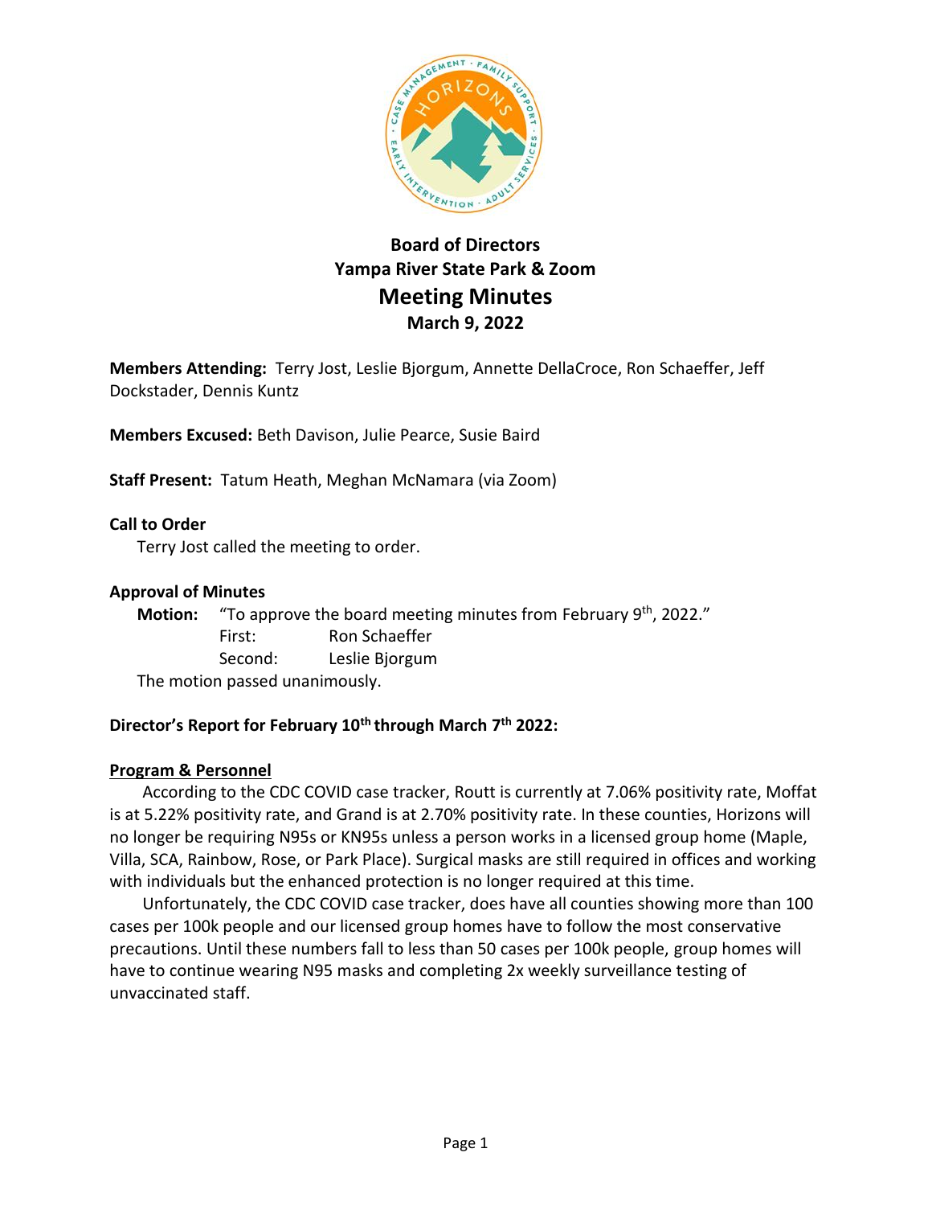# Board of Directors
## Yampa River State Park & Zoom
## Meeting Minutes
### March 9, 2022

**Members Attending:** Terry Jost, Leslie Bjorgum, Annette DellaCroce, Ron Schaeffer, Jeff Dockstader, Dennis Kuntz

**Members Excused:** Beth Davison, Julie Pearce, Susie Baird

**Staff Present:** Tatum Heath, Meghan McNamara (via Zoom)

**Call to Order**

Terry Jost called the meeting to order.

**Approval of Minutes**

**Motion:** "To approve the board meeting minutes from February 9th, 2022."
First: Ron Schaeffer
Second: Leslie Bjorgum

The motion passed unanimously.

**Director's Report for February 10th through March 7th 2022:**

**Program & Personnel**

According to the CDC COVID case tracker, Routt is currently at 7.06% positivity rate, Moffat is at 5.22% positivity rate, and Grand is at 2.70% positivity rate. In these counties, Horizons will no longer be requiring N95s or KN95s unless a person works in a licensed group home (Maple, Villa, SCA, Rainbow, Rose, or Park Place). Surgical masks are still required in offices and working with individuals but the enhanced protection is no longer required at this time.

Unfortunately, the CDC COVID case tracker, does have all counties showing more than 100 cases per 100k people and our licensed group homes have to follow the most conservative precautions. Until these numbers fall to less than 50 cases per 100k people, group homes will have to continue wearing N95 masks and completing 2x weekly surveillance testing of unvaccinated staff.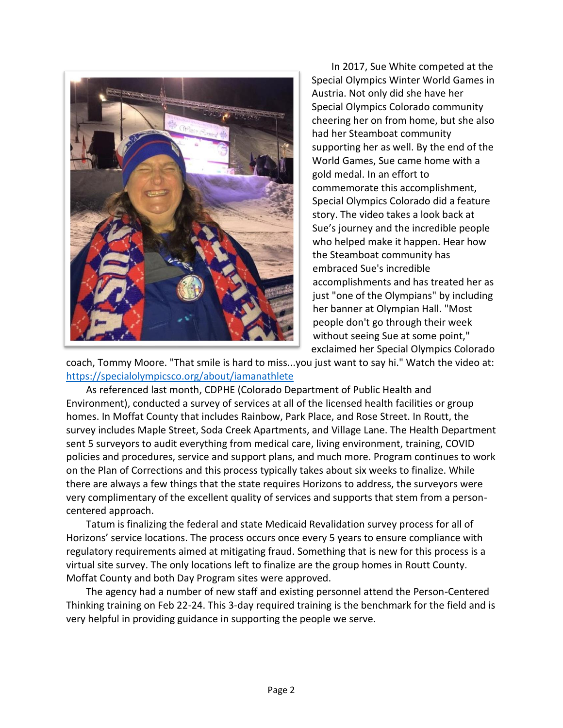In 2017, Sue White competed at the Special Olympics Winter World Games in Austria. Not only did she have her Special Olympics Colorado community cheering her on from home, but she also had her Steamboat community supporting her as well. By the end of the World Games, Sue came home with a gold medal. In an effort to commemorate this accomplishment, Special Olympics Colorado did a feature story. The video takes a look back at Sue's journey and the incredible people who helped make it happen. Hear how the Steamboat community has embraced Sue's incredible accomplishments and has treated her as just "one of the Olympians" by including her banner at Olympian Hall. "Most people don't go through their week without seeing Sue at some point," exclaimed her Special Olympics Colorado coach, Tommy Moore. "That smile is hard to miss...you just want to say hi." Watch the video at: https://specialolympicsco.org/about/iamanathlete

As referenced last month, CDPHE (Colorado Department of Public Health and Environment), conducted a survey of services at all of the licensed health facilities or group homes. In Moffat County that includes Rainbow, Park Place, and Rose Street. In Routt, the survey includes Maple Street, Soda Creek Apartments, and Village Lane. The Health Department sent 5 surveyors to audit everything from medical care, living environment, training, COVID policies and procedures, service and support plans, and much more. Program continues to work on the Plan of Corrections and this process typically takes about six weeks to finalize. While there are always a few things that the state requires Horizons to address, the surveyors were very complimentary of the excellent quality of services and supports that stem from a person-centered approach.

Tatum is finalizing the federal and state Medicaid Revalidation survey process for all of Horizons' service locations. The process occurs once every 5 years to ensure compliance with regulatory requirements aimed at mitigating fraud. Something that is new for this process is a virtual site survey. The only locations left to finalize are the group homes in Routt County. Moffat County and both Day Program sites were approved.

The agency had a number of new staff and existing personnel attend the Person-Centered Thinking training on Feb 22-24. This 3-day required training is the benchmark for the field and is very helpful in providing guidance in supporting the people we serve.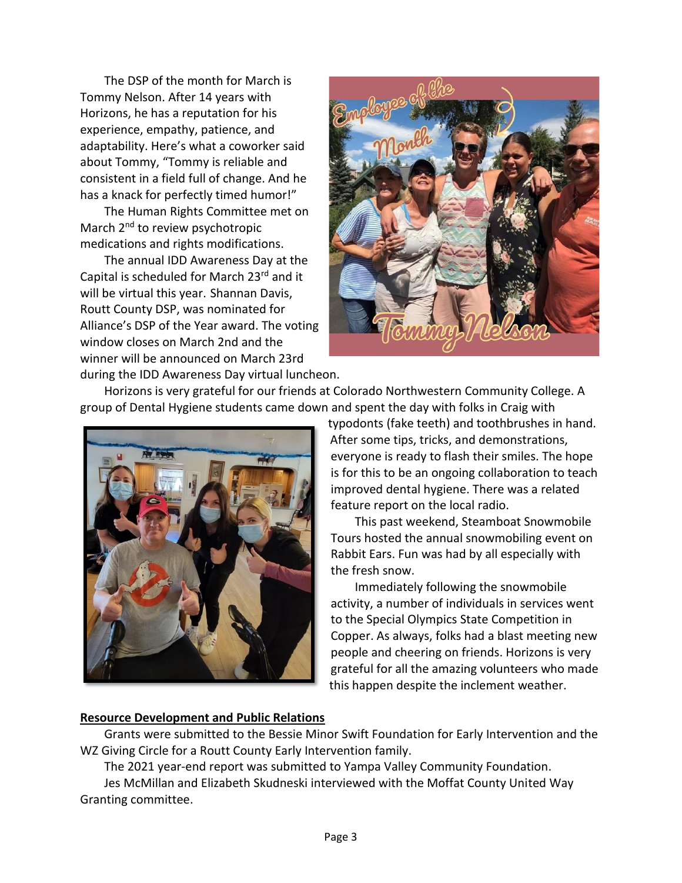The DSP of the month for March is Tommy Nelson. After 14 years with Horizons, he has a reputation for his experience, empathy, patience, and adaptability. Here's what a coworker said about Tommy, "Tommy is reliable and consistent in a field full of change. And he has a knack for perfectly timed humor!"

The Human Rights Committee met on March 2nd to review psychotropic medications and rights modifications.

The annual IDD Awareness Day at the Capital is scheduled for March 23rd and it will be virtual this year. Shannan Davis, Routt County DSP, was nominated for Alliance's DSP of the Year award. The voting window closes on March 2nd and the winner will be announced on March 23rd during the IDD Awareness Day virtual luncheon.

Horizons is very grateful for our friends at Colorado Northwestern Community College. A group of Dental Hygiene students came down and spent the day with folks in Craig with typodonts (fake teeth) and toothbrushes in hand. After some tips, tricks, and demonstrations, everyone is ready to flash their smiles. The hope is for this to be an ongoing collaboration to teach improved dental hygiene. There was a related feature report on the local radio.

This past weekend, Steamboat Snowmobile Tours hosted the annual snowmobiling event on Rabbit Ears. Fun was had by all especially with the fresh snow.

Immediately following the snowmobile activity, a number of individuals in services went to the Special Olympics State Competition in Copper. As always, folks had a blast meeting new people and cheering on friends. Horizons is very grateful for all the amazing volunteers who made this happen despite the inclement weather.

## Resource Development and Public Relations

Grants were submitted to the Bessie Minor Swift Foundation for Early Intervention and the WZ Giving Circle for a Routt County Early Intervention family.

The 2021 year-end report was submitted to Yampa Valley Community Foundation.

Jes McMillan and Elizabeth Skudneski interviewed with the Moffat County United Way Granting committee.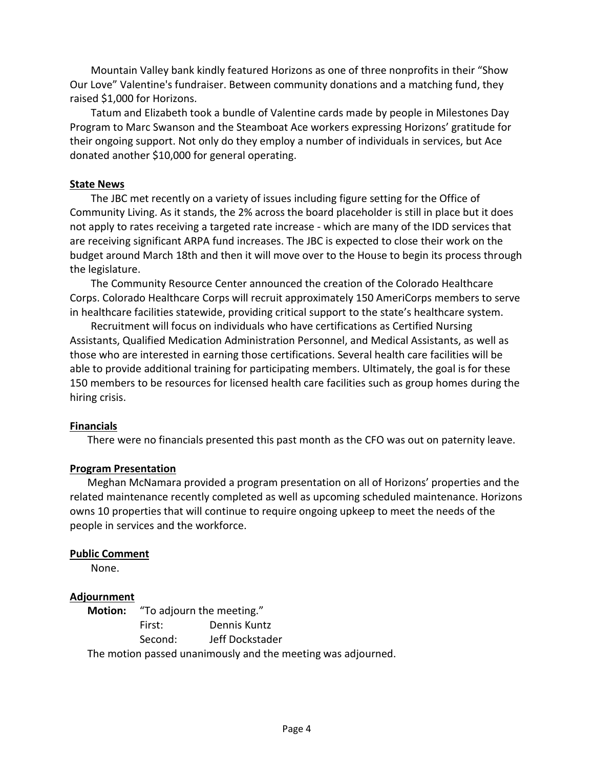Mountain Valley bank kindly featured Horizons as one of three nonprofits in their "Show Our Love" Valentine's fundraiser. Between community donations and a matching fund, they raised $1,000 for Horizons.

Tatum and Elizabeth took a bundle of Valentine cards made by people in Milestones Day Program to Marc Swanson and the Steamboat Ace workers expressing Horizons' gratitude for their ongoing support. Not only do they employ a number of individuals in services, but Ace donated another $10,000 for general operating.

**State News**

The JBC met recently on a variety of issues including figure setting for the Office of Community Living. As it stands, the 2% across the board placeholder is still in place but it does not apply to rates receiving a targeted rate increase - which are many of the IDD services that are receiving significant ARPA fund increases. The JBC is expected to close their work on the budget around March 18th and then it will move over to the House to begin its process through the legislature.

The Community Resource Center announced the creation of the Colorado Healthcare Corps. Colorado Healthcare Corps will recruit approximately 150 AmeriCorps members to serve in healthcare facilities statewide, providing critical support to the state's healthcare system.

Recruitment will focus on individuals who have certifications as Certified Nursing Assistants, Qualified Medication Administration Personnel, and Medical Assistants, as well as those who are interested in earning those certifications. Several health care facilities will be able to provide additional training for participating members. Ultimately, the goal is for these 150 members to be resources for licensed health care facilities such as group homes during the hiring crisis.

**Financials**

There were no financials presented this past month as the CFO was out on paternity leave.

**Program Presentation**

Meghan McNamara provided a program presentation on all of Horizons' properties and the related maintenance recently completed as well as upcoming scheduled maintenance. Horizons owns 10 properties that will continue to require ongoing upkeep to meet the needs of the people in services and the workforce.

**Public Comment**

None.

**Adjournment**

**Motion:** "To adjourn the meeting."

First: Dennis Kuntz

Second: Jeff Dockstader

The motion passed unanimously and the meeting was adjourned.